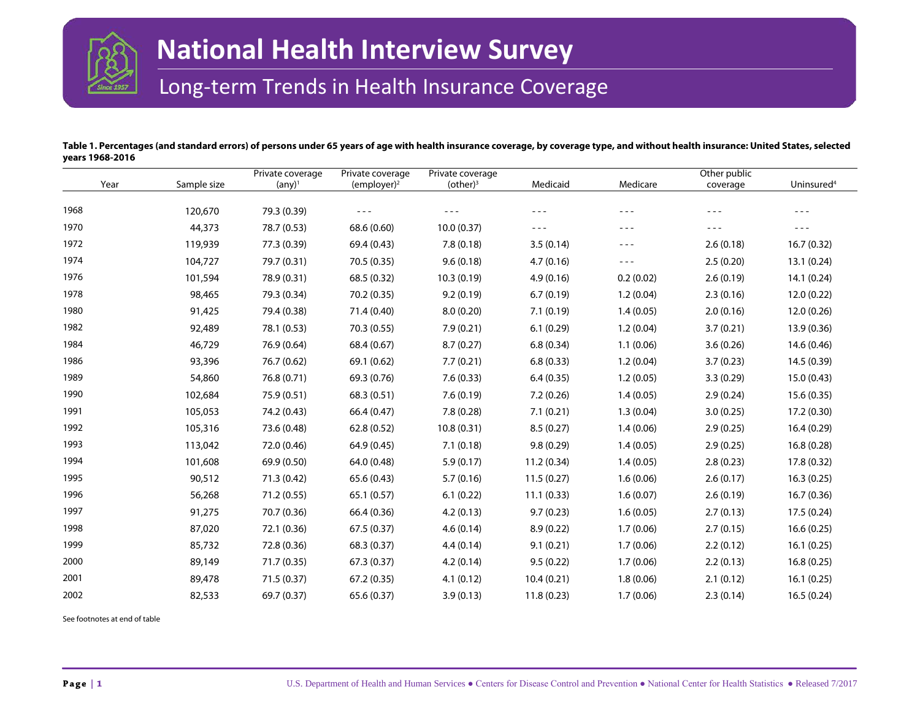# National Health Interview Survey

## Long-term Trends in Health Insurance Coverage

**Table 1. Percentages (and standard errors) of persons under 65 years of age with health insurance coverage, by coverage type, and without health insurance: United States, selected years 1968-2016**

| Year | Sample size | Private coverage (any)[1] | Private coverage (employer)[2] | Private coverage (other)[3] | Medicaid | Medicare | Other public coverage | Uninsured[4] |
|---|---|---|---|---|---|---|---|---|
| 1968 | 120,670 | 79.3 (0.39) | - - - | - - - | - - - | - - - | - - - | - - - |
| 1970 | 44,373 | 78.7 (0.53) | 68.6 (0.60) | 10.0 (0.37) | - - - | - - - | - - - | - - - |
| 1972 | 119,939 | 77.3 (0.39) | 69.4 (0.43) | 7.8 (0.18) | 3.5 (0.14) | - - - | 2.6 (0.18) | 16.7 (0.32) |
| 1974 | 104,727 | 79.7 (0.31) | 70.5 (0.35) | 9.6 (0.18) | 4.7 (0.16) | - - - | 2.5 (0.20) | 13.1 (0.24) |
| 1976 | 101,594 | 78.9 (0.31) | 68.5 (0.32) | 10.3 (0.19) | 4.9 (0.16) | 0.2 (0.02) | 2.6 (0.19) | 14.1 (0.24) |
| 1978 | 98,465 | 79.3 (0.34) | 70.2 (0.35) | 9.2 (0.19) | 6.7 (0.19) | 1.2 (0.04) | 2.3 (0.16) | 12.0 (0.22) |
| 1980 | 91,425 | 79.4 (0.38) | 71.4 (0.40) | 8.0 (0.20) | 7.1 (0.19) | 1.4 (0.05) | 2.0 (0.16) | 12.0 (0.26) |
| 1982 | 92,489 | 78.1 (0.53) | 70.3 (0.55) | 7.9 (0.21) | 6.1 (0.29) | 1.2 (0.04) | 3.7 (0.21) | 13.9 (0.36) |
| 1984 | 46,729 | 76.9 (0.64) | 68.4 (0.67) | 8.7 (0.27) | 6.8 (0.34) | 1.1 (0.06) | 3.6 (0.26) | 14.6 (0.46) |
| 1986 | 93,396 | 76.7 (0.62) | 69.1 (0.62) | 7.7 (0.21) | 6.8 (0.33) | 1.2 (0.04) | 3.7 (0.23) | 14.5 (0.39) |
| 1989 | 54,860 | 76.8 (0.71) | 69.3 (0.76) | 7.6 (0.33) | 6.4 (0.35) | 1.2 (0.05) | 3.3 (0.29) | 15.0 (0.43) |
| 1990 | 102,684 | 75.9 (0.51) | 68.3 (0.51) | 7.6 (0.19) | 7.2 (0.26) | 1.4 (0.05) | 2.9 (0.24) | 15.6 (0.35) |
| 1991 | 105,053 | 74.2 (0.43) | 66.4 (0.47) | 7.8 (0.28) | 7.1 (0.21) | 1.3 (0.04) | 3.0 (0.25) | 17.2 (0.30) |
| 1992 | 105,316 | 73.6 (0.48) | 62.8 (0.52) | 10.8 (0.31) | 8.5 (0.27) | 1.4 (0.06) | 2.9 (0.25) | 16.4 (0.29) |
| 1993 | 113,042 | 72.0 (0.46) | 64.9 (0.45) | 7.1 (0.18) | 9.8 (0.29) | 1.4 (0.05) | 2.9 (0.25) | 16.8 (0.28) |
| 1994 | 101,608 | 69.9 (0.50) | 64.0 (0.48) | 5.9 (0.17) | 11.2 (0.34) | 1.4 (0.05) | 2.8 (0.23) | 17.8 (0.32) |
| 1995 | 90,512 | 71.3 (0.42) | 65.6 (0.43) | 5.7 (0.16) | 11.5 (0.27) | 1.6 (0.06) | 2.6 (0.17) | 16.3 (0.25) |
| 1996 | 56,268 | 71.2 (0.55) | 65.1 (0.57) | 6.1 (0.22) | 11.1 (0.33) | 1.6 (0.07) | 2.6 (0.19) | 16.7 (0.36) |
| 1997 | 91,275 | 70.7 (0.36) | 66.4 (0.36) | 4.2 (0.13) | 9.7 (0.23) | 1.6 (0.05) | 2.7 (0.13) | 17.5 (0.24) |
| 1998 | 87,020 | 72.1 (0.36) | 67.5 (0.37) | 4.6 (0.14) | 8.9 (0.22) | 1.7 (0.06) | 2.7 (0.15) | 16.6 (0.25) |
| 1999 | 85,732 | 72.8 (0.36) | 68.3 (0.37) | 4.4 (0.14) | 9.1 (0.21) | 1.7 (0.06) | 2.2 (0.12) | 16.1 (0.25) |
| 2000 | 89,149 | 71.7 (0.35) | 67.3 (0.37) | 4.2 (0.14) | 9.5 (0.22) | 1.7 (0.06) | 2.2 (0.13) | 16.8 (0.25) |
| 2001 | 89,478 | 71.5 (0.37) | 67.2 (0.35) | 4.1 (0.12) | 10.4 (0.21) | 1.8 (0.06) | 2.1 (0.12) | 16.1 (0.25) |
| 2002 | 82,533 | 69.7 (0.37) | 65.6 (0.37) | 3.9 (0.13) | 11.8 (0.23) | 1.7 (0.06) | 2.3 (0.14) | 16.5 (0.24) |

See footnotes at end of table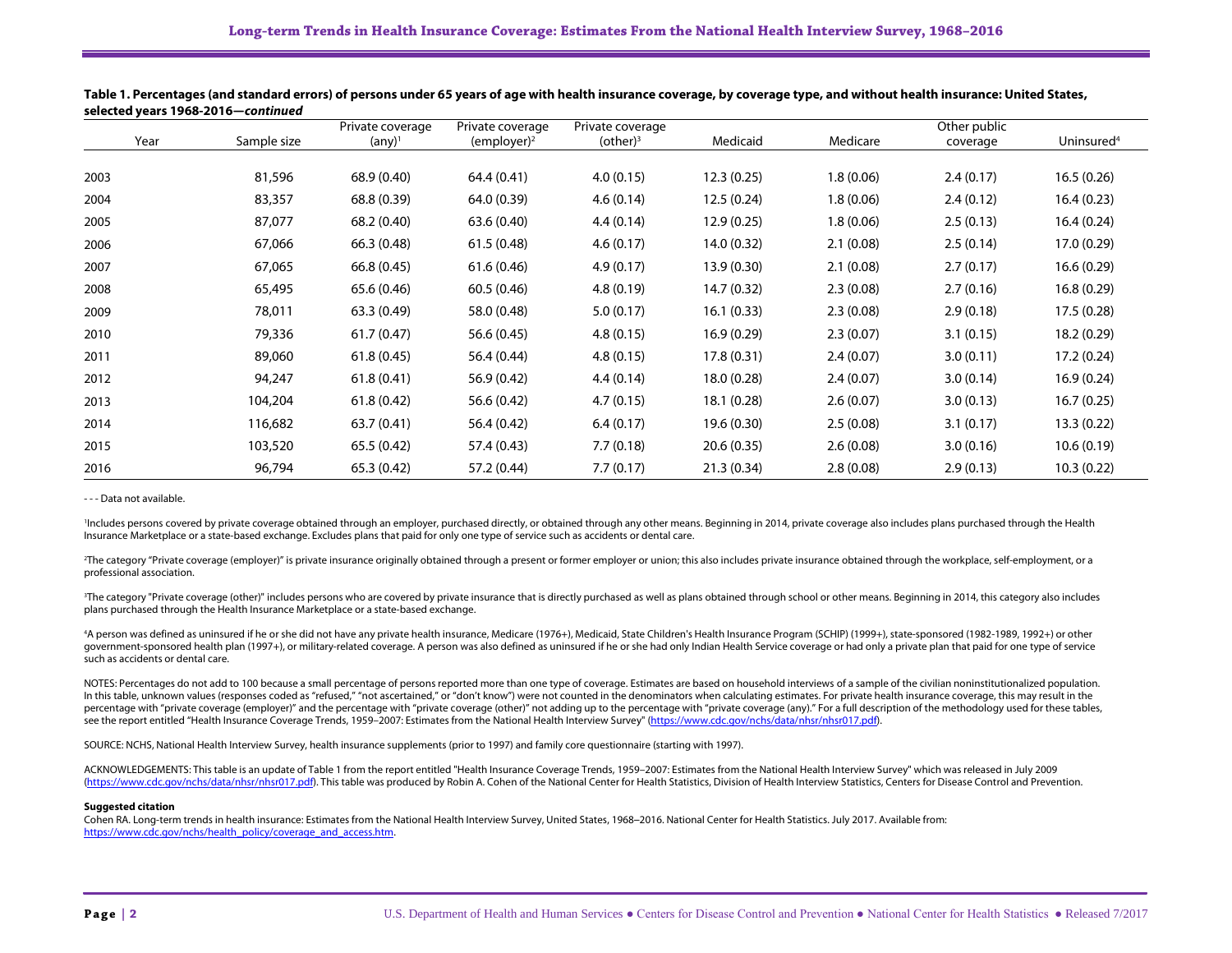**Table 1. Percentages (and standard errors) of persons under 65 years of age with health insurance coverage, by coverage type, and without health insurance: United States, selected years 1968-2016—*continued***

| Year | Sample size | Private coverage (any)[1] | Private coverage (employer)[2] | Private coverage (other)[3] | Medicaid | Medicare | Other public coverage | Uninsured[4] |
|---|---|---|---|---|---|---|---|---|
| 2003 | 81,596 | 68.9 (0.40) | 64.4 (0.41) | 4.0 (0.15) | 12.3 (0.25) | 1.8 (0.06) | 2.4 (0.17) | 16.5 (0.26) |
| 2004 | 83,357 | 68.8 (0.39) | 64.0 (0.39) | 4.6 (0.14) | 12.5 (0.24) | 1.8 (0.06) | 2.4 (0.12) | 16.4 (0.23) |
| 2005 | 87,077 | 68.2 (0.40) | 63.6 (0.40) | 4.4 (0.14) | 12.9 (0.25) | 1.8 (0.06) | 2.5 (0.13) | 16.4 (0.24) |
| 2006 | 67,066 | 66.3 (0.48) | 61.5 (0.48) | 4.6 (0.17) | 14.0 (0.32) | 2.1 (0.08) | 2.5 (0.14) | 17.0 (0.29) |
| 2007 | 67,065 | 66.8 (0.45) | 61.6 (0.46) | 4.9 (0.17) | 13.9 (0.30) | 2.1 (0.08) | 2.7 (0.17) | 16.6 (0.29) |
| 2008 | 65,495 | 65.6 (0.46) | 60.5 (0.46) | 4.8 (0.19) | 14.7 (0.32) | 2.3 (0.08) | 2.7 (0.16) | 16.8 (0.29) |
| 2009 | 78,011 | 63.3 (0.49) | 58.0 (0.48) | 5.0 (0.17) | 16.1 (0.33) | 2.3 (0.08) | 2.9 (0.18) | 17.5 (0.28) |
| 2010 | 79,336 | 61.7 (0.47) | 56.6 (0.45) | 4.8 (0.15) | 16.9 (0.29) | 2.3 (0.07) | 3.1 (0.15) | 18.2 (0.29) |
| 2011 | 89,060 | 61.8 (0.45) | 56.4 (0.44) | 4.8 (0.15) | 17.8 (0.31) | 2.4 (0.07) | 3.0 (0.11) | 17.2 (0.24) |
| 2012 | 94,247 | 61.8 (0.41) | 56.9 (0.42) | 4.4 (0.14) | 18.0 (0.28) | 2.4 (0.07) | 3.0 (0.14) | 16.9 (0.24) |
| 2013 | 104,204 | 61.8 (0.42) | 56.6 (0.42) | 4.7 (0.15) | 18.1 (0.28) | 2.6 (0.07) | 3.0 (0.13) | 16.7 (0.25) |
| 2014 | 116,682 | 63.7 (0.41) | 56.4 (0.42) | 6.4 (0.17) | 19.6 (0.30) | 2.5 (0.08) | 3.1 (0.17) | 13.3 (0.22) |
| 2015 | 103,520 | 65.5 (0.42) | 57.4 (0.43) | 7.7 (0.18) | 20.6 (0.35) | 2.6 (0.08) | 3.0 (0.16) | 10.6 (0.19) |
| 2016 | 96,794 | 65.3 (0.42) | 57.2 (0.44) | 7.7 (0.17) | 21.3 (0.34) | 2.8 (0.08) | 2.9 (0.13) | 10.3 (0.22) |

- - - Data not available.

[1]Includes persons covered by private coverage obtained through an employer, purchased directly, or obtained through any other means. Beginning in 2014, private coverage also includes plans purchased through the Health Insurance Marketplace or a state-based exchange. Excludes plans that paid for only one type of service such as accidents or dental care.

[2]The category "Private coverage (employer)" is private insurance originally obtained through a present or former employer or union; this also includes private insurance obtained through the workplace, self-employment, or a professional association.

[3]The category "Private coverage (other)" includes persons who are covered by private insurance that is directly purchased as well as plans obtained through school or other means. Beginning in 2014, this category also includes plans purchased through the Health Insurance Marketplace or a state-based exchange.

[4]A person was defined as uninsured if he or she did not have any private health insurance, Medicare (1976+), Medicaid, State Children's Health Insurance Program (SCHIP) (1999+), state-sponsored (1982-1989, 1992+) or other government-sponsored health plan (1997+), or military-related coverage. A person was also defined as uninsured if he or she had only Indian Health Service coverage or had only a private plan that paid for one type of service such as accidents or dental care.

NOTES: Percentages do not add to 100 because a small percentage of persons reported more than one type of coverage. Estimates are based on household interviews of a sample of the civilian noninstitutionalized population. In this table, unknown values (responses coded as "refused," "not ascertained," or "don't know") were not counted in the denominators when calculating estimates. For private health insurance coverage, this may result in the percentage with "private coverage (employer)" and the percentage with "private coverage (other)" not adding up to the percentage with "private coverage (any)." For a full description of the methodology used for these tables, see the report entitled "Health Insurance Coverage Trends, 1959–2007: Estimates from the National Health Interview Survey" (https://www.cdc.gov/nchs/data/nhsr/nhsr017.pdf).

SOURCE: NCHS, National Health Interview Survey, health insurance supplements (prior to 1997) and family core questionnaire (starting with 1997).

ACKNOWLEDGEMENTS: This table is an update of Table 1 from the report entitled "Health Insurance Coverage Trends, 1959–2007: Estimates from the National Health Interview Survey" which was released in July 2009 (https://www.cdc.gov/nchs/data/nhsr/nhsr017.pdf). This table was produced by Robin A. Cohen of the National Center for Health Statistics, Division of Health Interview Statistics, Centers for Disease Control and Prevention.

**Suggested citation**

Cohen RA. Long-term trends in health insurance: Estimates from the National Health Interview Survey, United States, 1968–2016. National Center for Health Statistics. July 2017. Available from: https://www.cdc.gov/nchs/health_policy/coverage_and_access.htm.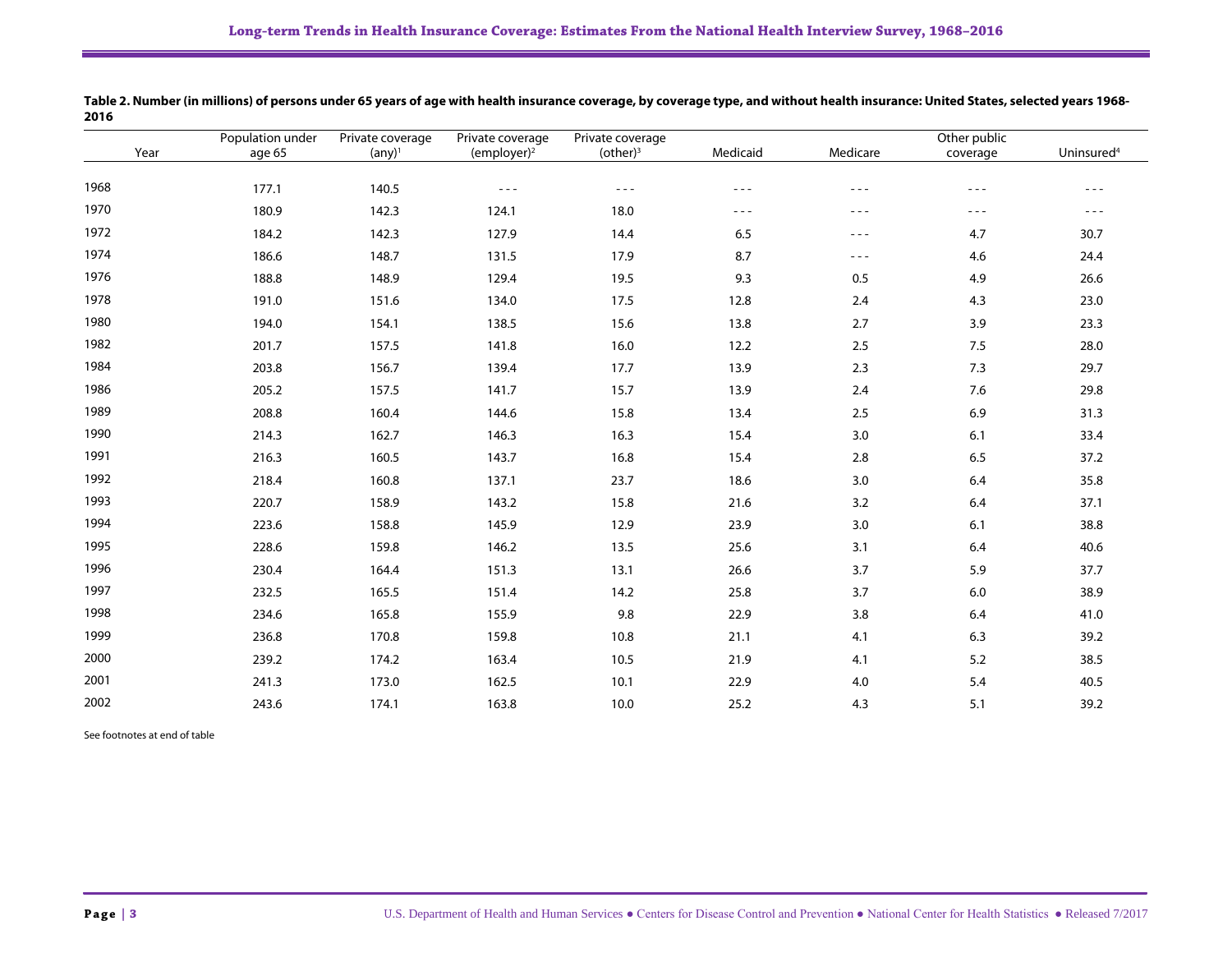**Table 2. Number (in millions) of persons under 65 years of age with health insurance coverage, by coverage type, and without health insurance: United States, selected years 1968-2016**

| Year | Population under age 65 | Private coverage (any)[1] | Private coverage (employer)[2] | Private coverage (other)[3] | Medicaid | Medicare | Other public coverage | Uninsured[4] |
|---|---|---|---|---|---|---|---|---|
| 1968 | 177.1 | 140.5 | --- | --- | --- | --- | --- | --- |
| 1970 | 180.9 | 142.3 | 124.1 | 18.0 | --- | --- | --- | --- |
| 1972 | 184.2 | 142.3 | 127.9 | 14.4 | 6.5 | --- | 4.7 | 30.7 |
| 1974 | 186.6 | 148.7 | 131.5 | 17.9 | 8.7 | --- | 4.6 | 24.4 |
| 1976 | 188.8 | 148.9 | 129.4 | 19.5 | 9.3 | 0.5 | 4.9 | 26.6 |
| 1978 | 191.0 | 151.6 | 134.0 | 17.5 | 12.8 | 2.4 | 4.3 | 23.0 |
| 1980 | 194.0 | 154.1 | 138.5 | 15.6 | 13.8 | 2.7 | 3.9 | 23.3 |
| 1982 | 201.7 | 157.5 | 141.8 | 16.0 | 12.2 | 2.5 | 7.5 | 28.0 |
| 1984 | 203.8 | 156.7 | 139.4 | 17.7 | 13.9 | 2.3 | 7.3 | 29.7 |
| 1986 | 205.2 | 157.5 | 141.7 | 15.7 | 13.9 | 2.4 | 7.6 | 29.8 |
| 1989 | 208.8 | 160.4 | 144.6 | 15.8 | 13.4 | 2.5 | 6.9 | 31.3 |
| 1990 | 214.3 | 162.7 | 146.3 | 16.3 | 15.4 | 3.0 | 6.1 | 33.4 |
| 1991 | 216.3 | 160.5 | 143.7 | 16.8 | 15.4 | 2.8 | 6.5 | 37.2 |
| 1992 | 218.4 | 160.8 | 137.1 | 23.7 | 18.6 | 3.0 | 6.4 | 35.8 |
| 1993 | 220.7 | 158.9 | 143.2 | 15.8 | 21.6 | 3.2 | 6.4 | 37.1 |
| 1994 | 223.6 | 158.8 | 145.9 | 12.9 | 23.9 | 3.0 | 6.1 | 38.8 |
| 1995 | 228.6 | 159.8 | 146.2 | 13.5 | 25.6 | 3.1 | 6.4 | 40.6 |
| 1996 | 230.4 | 164.4 | 151.3 | 13.1 | 26.6 | 3.7 | 5.9 | 37.7 |
| 1997 | 232.5 | 165.5 | 151.4 | 14.2 | 25.8 | 3.7 | 6.0 | 38.9 |
| 1998 | 234.6 | 165.8 | 155.9 | 9.8 | 22.9 | 3.8 | 6.4 | 41.0 |
| 1999 | 236.8 | 170.8 | 159.8 | 10.8 | 21.1 | 4.1 | 6.3 | 39.2 |
| 2000 | 239.2 | 174.2 | 163.4 | 10.5 | 21.9 | 4.1 | 5.2 | 38.5 |
| 2001 | 241.3 | 173.0 | 162.5 | 10.1 | 22.9 | 4.0 | 5.4 | 40.5 |
| 2002 | 243.6 | 174.1 | 163.8 | 10.0 | 25.2 | 4.3 | 5.1 | 39.2 |

See footnotes at end of table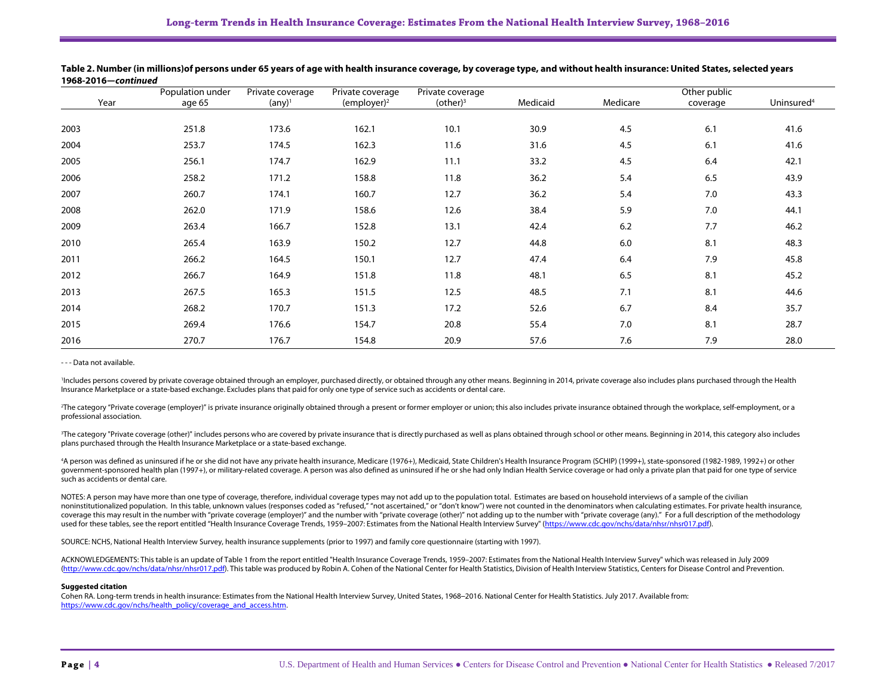**Table 2. Number (in millions)of persons under 65 years of age with health insurance coverage, by coverage type, and without health insurance: United States, selected years 1968-2016—*continued***

| Year | Population under age 65 | Private coverage (any)[1] | Private coverage (employer)[2] | Private coverage (other)[3] | Medicaid | Medicare | Other public coverage | Uninsured[4] |
|---|---|---|---|---|---|---|---|---|
| 2003 | 251.8 | 173.6 | 162.1 | 10.1 | 30.9 | 4.5 | 6.1 | 41.6 |
| 2004 | 253.7 | 174.5 | 162.3 | 11.6 | 31.6 | 4.5 | 6.1 | 41.6 |
| 2005 | 256.1 | 174.7 | 162.9 | 11.1 | 33.2 | 4.5 | 6.4 | 42.1 |
| 2006 | 258.2 | 171.2 | 158.8 | 11.8 | 36.2 | 5.4 | 6.5 | 43.9 |
| 2007 | 260.7 | 174.1 | 160.7 | 12.7 | 36.2 | 5.4 | 7.0 | 43.3 |
| 2008 | 262.0 | 171.9 | 158.6 | 12.6 | 38.4 | 5.9 | 7.0 | 44.1 |
| 2009 | 263.4 | 166.7 | 152.8 | 13.1 | 42.4 | 6.2 | 7.7 | 46.2 |
| 2010 | 265.4 | 163.9 | 150.2 | 12.7 | 44.8 | 6.0 | 8.1 | 48.3 |
| 2011 | 266.2 | 164.5 | 150.1 | 12.7 | 47.4 | 6.4 | 7.9 | 45.8 |
| 2012 | 266.7 | 164.9 | 151.8 | 11.8 | 48.1 | 6.5 | 8.1 | 45.2 |
| 2013 | 267.5 | 165.3 | 151.5 | 12.5 | 48.5 | 7.1 | 8.1 | 44.6 |
| 2014 | 268.2 | 170.7 | 151.3 | 17.2 | 52.6 | 6.7 | 8.4 | 35.7 |
| 2015 | 269.4 | 176.6 | 154.7 | 20.8 | 55.4 | 7.0 | 8.1 | 28.7 |
| 2016 | 270.7 | 176.7 | 154.8 | 20.9 | 57.6 | 7.6 | 7.9 | 28.0 |

- - - Data not available.

[1]Includes persons covered by private coverage obtained through an employer, purchased directly, or obtained through any other means. Beginning in 2014, private coverage also includes plans purchased through the Health Insurance Marketplace or a state-based exchange. Excludes plans that paid for only one type of service such as accidents or dental care.

[2]The category "Private coverage (employer)" is private insurance originally obtained through a present or former employer or union; this also includes private insurance obtained through the workplace, self-employment, or a professional association.

[3]The category "Private coverage (other)" includes persons who are covered by private insurance that is directly purchased as well as plans obtained through school or other means. Beginning in 2014, this category also includes plans purchased through the Health Insurance Marketplace or a state-based exchange.

[4]A person was defined as uninsured if he or she did not have any private health insurance, Medicare (1976+), Medicaid, State Children's Health Insurance Program (SCHIP) (1999+), state-sponsored (1982-1989, 1992+) or other government-sponsored health plan (1997+), or military-related coverage. A person was also defined as uninsured if he or she had only Indian Health Service coverage or had only a private plan that paid for one type of service such as accidents or dental care.

NOTES: A person may have more than one type of coverage, therefore, individual coverage types may not add up to the population total. Estimates are based on household interviews of a sample of the civilian noninstitutionalized population. In this table, unknown values (responses coded as "refused," "not ascertained," or "don't know") were not counted in the denominators when calculating estimates. For private health insurance, coverage this may result in the number with "private coverage (employer)" and the number with "private coverage (other)" not adding up to the number with "private coverage (any)." For a full description of the methodology used for these tables, see the report entitled "Health Insurance Coverage Trends, 1959–2007: Estimates from the National Health Interview Survey" (https://www.cdc.gov/nchs/data/nhsr/nhsr017.pdf).

SOURCE: NCHS, National Health Interview Survey, health insurance supplements (prior to 1997) and family core questionnaire (starting with 1997).

ACKNOWLEDGEMENTS: This table is an update of Table 1 from the report entitled "Health Insurance Coverage Trends, 1959–2007: Estimates from the National Health Interview Survey" which was released in July 2009 (http://www.cdc.gov/nchs/data/nhsr/nhsr017.pdf). This table was produced by Robin A. Cohen of the National Center for Health Statistics, Division of Health Interview Statistics, Centers for Disease Control and Prevention.

**Suggested citation**

Cohen RA. Long-term trends in health insurance: Estimates from the National Health Interview Survey, United States, 1968–2016. National Center for Health Statistics. July 2017. Available from: https://www.cdc.gov/nchs/health_policy/coverage_and_access.htm.